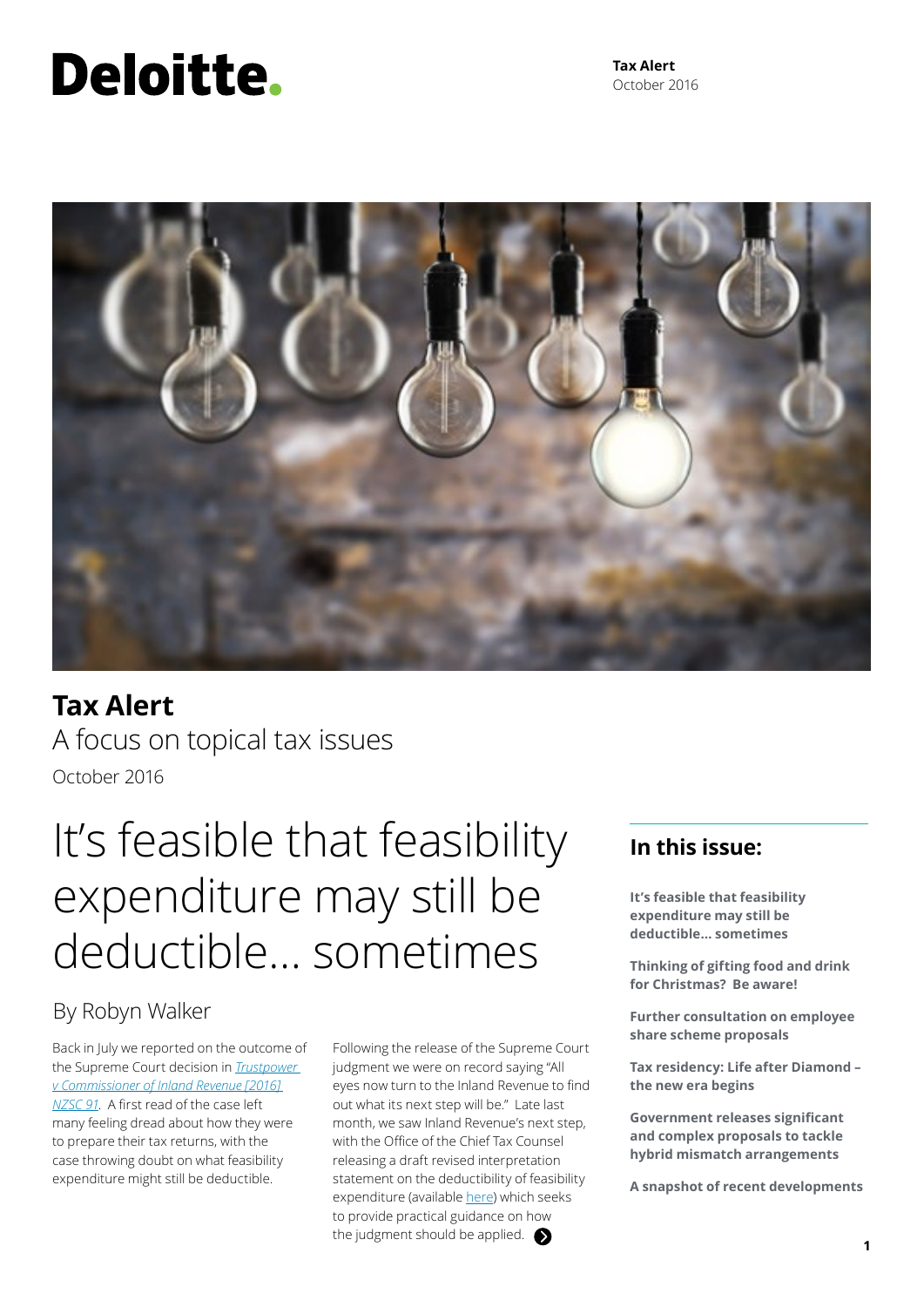Deloitte.

**Tax Alert**
October 2016

# Tax Alert

A focus on topical tax issues

October 2016

## It's feasible that feasibility expenditure may still be deductible... sometimes

By Robyn Walker

Back in July we reported on the outcome of the Supreme Court decision in *Trustpower v Commissioner of Inland Revenue [2016] NZSC 91*. A first read of the case left many feeling dread about how they were to prepare their tax returns, with the case throwing doubt on what feasibility expenditure might still be deductible.

Following the release of the Supreme Court judgment we were on record saying "All eyes now turn to the Inland Revenue to find out what its next step will be." Late last month, we saw Inland Revenue's next step, with the Office of the Chief Tax Counsel releasing a draft revised interpretation statement on the deductibility of feasibility expenditure (available here) which seeks to provide practical guidance on how the judgment should be applied.

### In this issue:

**It's feasible that feasibility expenditure may still be deductible... sometimes**

**Thinking of gifting food and drink for Christmas? Be aware!**

**Further consultation on employee share scheme proposals**

**Tax residency: Life after Diamond – the new era begins**

**Government releases significant and complex proposals to tackle hybrid mismatch arrangements**

**A snapshot of recent developments**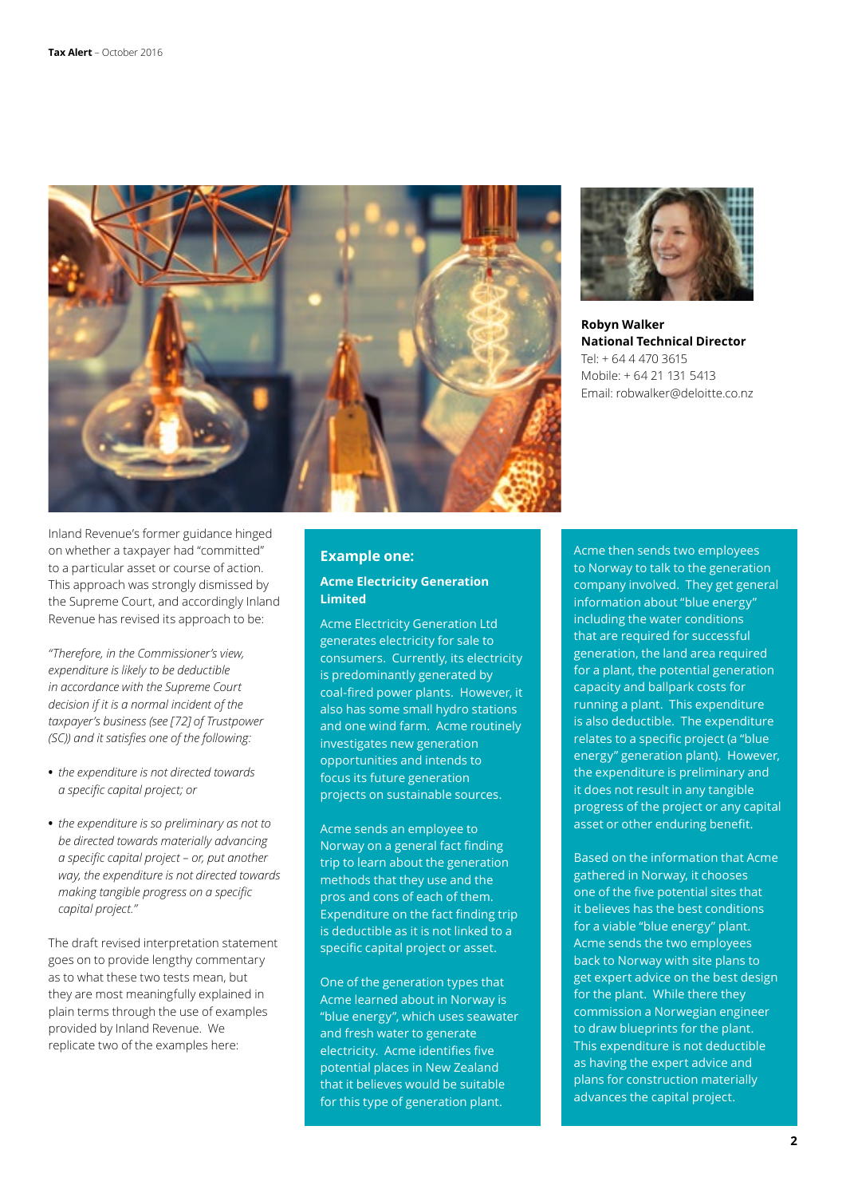**Robyn Walker**
**National Technical Director**
Tel: + 64 4 470 3615
Mobile: + 64 21 131 5413
Email: robwalker@deloitte.co.nz

Inland Revenue's former guidance hinged on whether a taxpayer had "committed" to a particular asset or course of action. This approach was strongly dismissed by the Supreme Court, and accordingly Inland Revenue has revised its approach to be:

*"Therefore, in the Commissioner's view, expenditure is likely to be deductible in accordance with the Supreme Court decision if it is a normal incident of the taxpayer's business (see [72] of Trustpower (SC)) and it satisfies one of the following:*

- *the expenditure is not directed towards a specific capital project; or*
- *the expenditure is so preliminary as not to be directed towards materially advancing a specific capital project – or, put another way, the expenditure is not directed towards making tangible progress on a specific capital project."*

The draft revised interpretation statement goes on to provide lengthy commentary as to what these two tests mean, but they are most meaningfully explained in plain terms through the use of examples provided by Inland Revenue. We replicate two of the examples here:

## Example one:

### Acme Electricity Generation Limited

Acme Electricity Generation Ltd generates electricity for sale to consumers. Currently, its electricity is predominantly generated by coal-fired power plants. However, it also has some small hydro stations and one wind farm. Acme routinely investigates new generation opportunities and intends to focus its future generation projects on sustainable sources.

Acme sends an employee to Norway on a general fact finding trip to learn about the generation methods that they use and the pros and cons of each of them. Expenditure on the fact finding trip is deductible as it is not linked to a specific capital project or asset.

One of the generation types that Acme learned about in Norway is "blue energy", which uses seawater and fresh water to generate electricity. Acme identifies five potential places in New Zealand that it believes would be suitable for this type of generation plant.

Acme then sends two employees to Norway to talk to the generation company involved. They get general information about "blue energy" including the water conditions that are required for successful generation, the land area required for a plant, the potential generation capacity and ballpark costs for running a plant. This expenditure is also deductible. The expenditure relates to a specific project (a "blue energy" generation plant). However, the expenditure is preliminary and it does not result in any tangible progress of the project or any capital asset or other enduring benefit.

Based on the information that Acme gathered in Norway, it chooses one of the five potential sites that it believes has the best conditions for a viable "blue energy" plant. Acme sends the two employees back to Norway with site plans to get expert advice on the best design for the plant. While there they commission a Norwegian engineer to draw blueprints for the plant. This expenditure is not deductible as having the expert advice and plans for construction materially advances the capital project.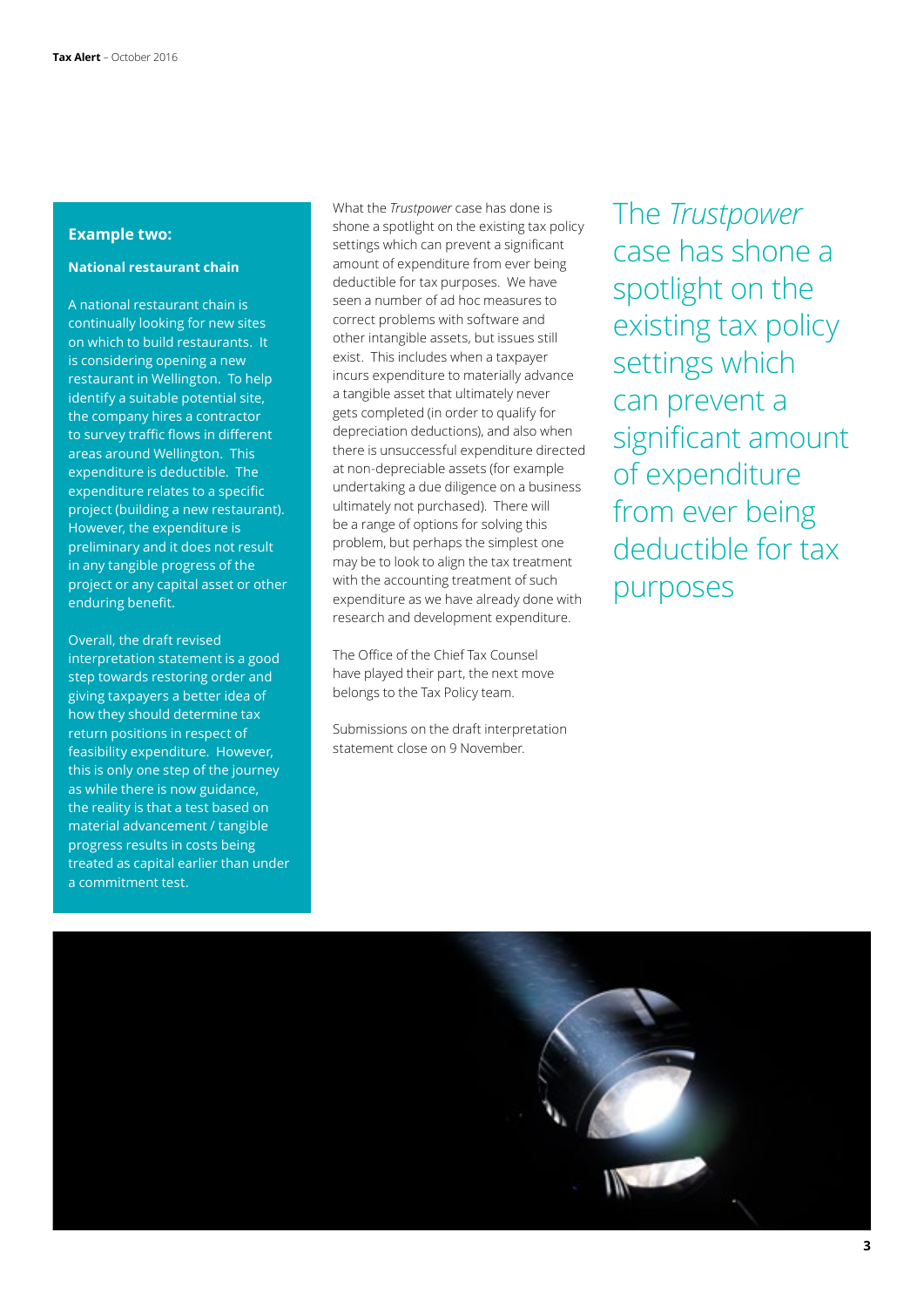### Example two:

**National restaurant chain**

A national restaurant chain is continually looking for new sites on which to build restaurants. It is considering opening a new restaurant in Wellington. To help identify a suitable potential site, the company hires a contractor to survey traffic flows in different areas around Wellington. This expenditure is deductible. The expenditure relates to a specific project (building a new restaurant). However, the expenditure is preliminary and it does not result in any tangible progress of the project or any capital asset or other enduring benefit.

Overall, the draft revised interpretation statement is a good step towards restoring order and giving taxpayers a better idea of how they should determine tax return positions in respect of feasibility expenditure. However, this is only one step of the journey as while there is now guidance, the reality is that a test based on material advancement / tangible progress results in costs being treated as capital earlier than under a commitment test.

What the *Trustpower* case has done is shone a spotlight on the existing tax policy settings which can prevent a significant amount of expenditure from ever being deductible for tax purposes. We have seen a number of ad hoc measures to correct problems with software and other intangible assets, but issues still exist. This includes when a taxpayer incurs expenditure to materially advance a tangible asset that ultimately never gets completed (in order to qualify for depreciation deductions), and also when there is unsuccessful expenditure directed at non-depreciable assets (for example undertaking a due diligence on a business ultimately not purchased). There will be a range of options for solving this problem, but perhaps the simplest one may be to look to align the tax treatment with the accounting treatment of such expenditure as we have already done with research and development expenditure.

The Office of the Chief Tax Counsel have played their part, the next move belongs to the Tax Policy team.

Submissions on the draft interpretation statement close on 9 November.

> The *Trustpower* case has shone a spotlight on the existing tax policy settings which can prevent a significant amount of expenditure from ever being deductible for tax purposes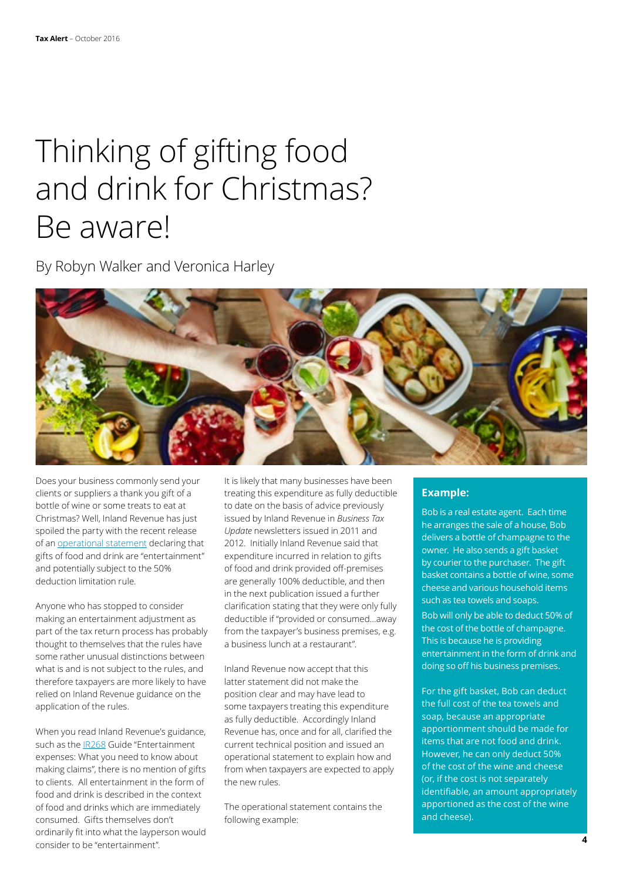# Thinking of gifting food and drink for Christmas? Be aware!

By Robyn Walker and Veronica Harley

Does your business commonly send your clients or suppliers a thank you gift of a bottle of wine or some treats to eat at Christmas? Well, Inland Revenue has just spoiled the party with the recent release of an operational statement declaring that gifts of food and drink are "entertainment" and potentially subject to the 50% deduction limitation rule.

Anyone who has stopped to consider making an entertainment adjustment as part of the tax return process has probably thought to themselves that the rules have some rather unusual distinctions between what is and is not subject to the rules, and therefore taxpayers are more likely to have relied on Inland Revenue guidance on the application of the rules.

When you read Inland Revenue's guidance, such as the IR268 Guide "Entertainment expenses: What you need to know about making claims", there is no mention of gifts to clients. All entertainment in the form of food and drink is described in the context of food and drinks which are immediately consumed. Gifts themselves don't ordinarily fit into what the layperson would consider to be "entertainment".

It is likely that many businesses have been treating this expenditure as fully deductible to date on the basis of advice previously issued by Inland Revenue in *Business Tax Update* newsletters issued in 2011 and 2012. Initially Inland Revenue said that expenditure incurred in relation to gifts of food and drink provided off-premises are generally 100% deductible, and then in the next publication issued a further clarification stating that they were only fully deductible if "provided or consumed…away from the taxpayer's business premises, e.g. a business lunch at a restaurant".

Inland Revenue now accept that this latter statement did not make the position clear and may have lead to some taxpayers treating this expenditure as fully deductible. Accordingly Inland Revenue has, once and for all, clarified the current technical position and issued an operational statement to explain how and from when taxpayers are expected to apply the new rules.

The operational statement contains the following example:

**Example:**

Bob is a real estate agent. Each time he arranges the sale of a house, Bob delivers a bottle of champagne to the owner. He also sends a gift basket by courier to the purchaser. The gift basket contains a bottle of wine, some cheese and various household items such as tea towels and soaps.

Bob will only be able to deduct 50% of the cost of the bottle of champagne. This is because he is providing entertainment in the form of drink and doing so off his business premises.

For the gift basket, Bob can deduct the full cost of the tea towels and soap, because an appropriate apportionment should be made for items that are not food and drink. However, he can only deduct 50% of the cost of the wine and cheese (or, if the cost is not separately identifiable, an amount appropriately apportioned as the cost of the wine and cheese).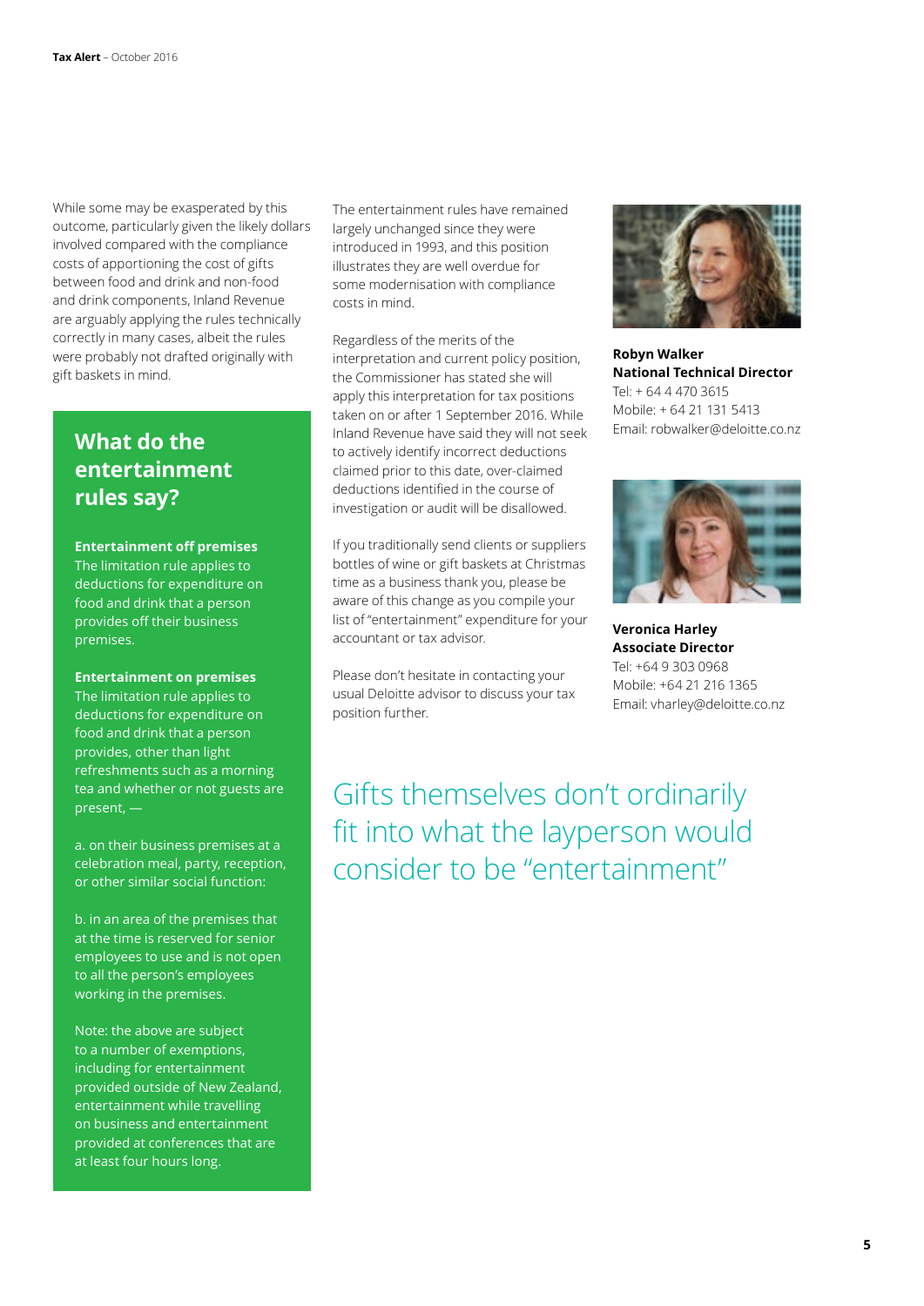While some may be exasperated by this outcome, particularly given the likely dollars involved compared with the compliance costs of apportioning the cost of gifts between food and drink and non-food and drink components, Inland Revenue are arguably applying the rules technically correctly in many cases, albeit the rules were probably not drafted originally with gift baskets in mind.

## What do the entertainment rules say?

**Entertainment off premises**
The limitation rule applies to deductions for expenditure on food and drink that a person provides off their business premises.

**Entertainment on premises**
The limitation rule applies to deductions for expenditure on food and drink that a person provides, other than light refreshments such as a morning tea and whether or not guests are present, —

a. on their business premises at a celebration meal, party, reception, or other similar social function:

b. in an area of the premises that at the time is reserved for senior employees to use and is not open to all the person's employees working in the premises.

Note: the above are subject to a number of exemptions, including for entertainment provided outside of New Zealand, entertainment while travelling on business and entertainment provided at conferences that are at least four hours long.

The entertainment rules have remained largely unchanged since they were introduced in 1993, and this position illustrates they are well overdue for some modernisation with compliance costs in mind.

Regardless of the merits of the interpretation and current policy position, the Commissioner has stated she will apply this interpretation for tax positions taken on or after 1 September 2016. While Inland Revenue have said they will not seek to actively identify incorrect deductions claimed prior to this date, over-claimed deductions identified in the course of investigation or audit will be disallowed.

If you traditionally send clients or suppliers bottles of wine or gift baskets at Christmas time as a business thank you, please be aware of this change as you compile your list of "entertainment" expenditure for your accountant or tax advisor.

Please don't hesitate in contacting your usual Deloitte advisor to discuss your tax position further.

> Gifts themselves don't ordinarily fit into what the layperson would consider to be "entertainment"

**Robyn Walker**
**National Technical Director**
Tel: + 64 4 470 3615
Mobile: + 64 21 131 5413
Email: robwalker@deloitte.co.nz

**Veronica Harley**
**Associate Director**
Tel: +64 9 303 0968
Mobile: +64 21 216 1365
Email: vharley@deloitte.co.nz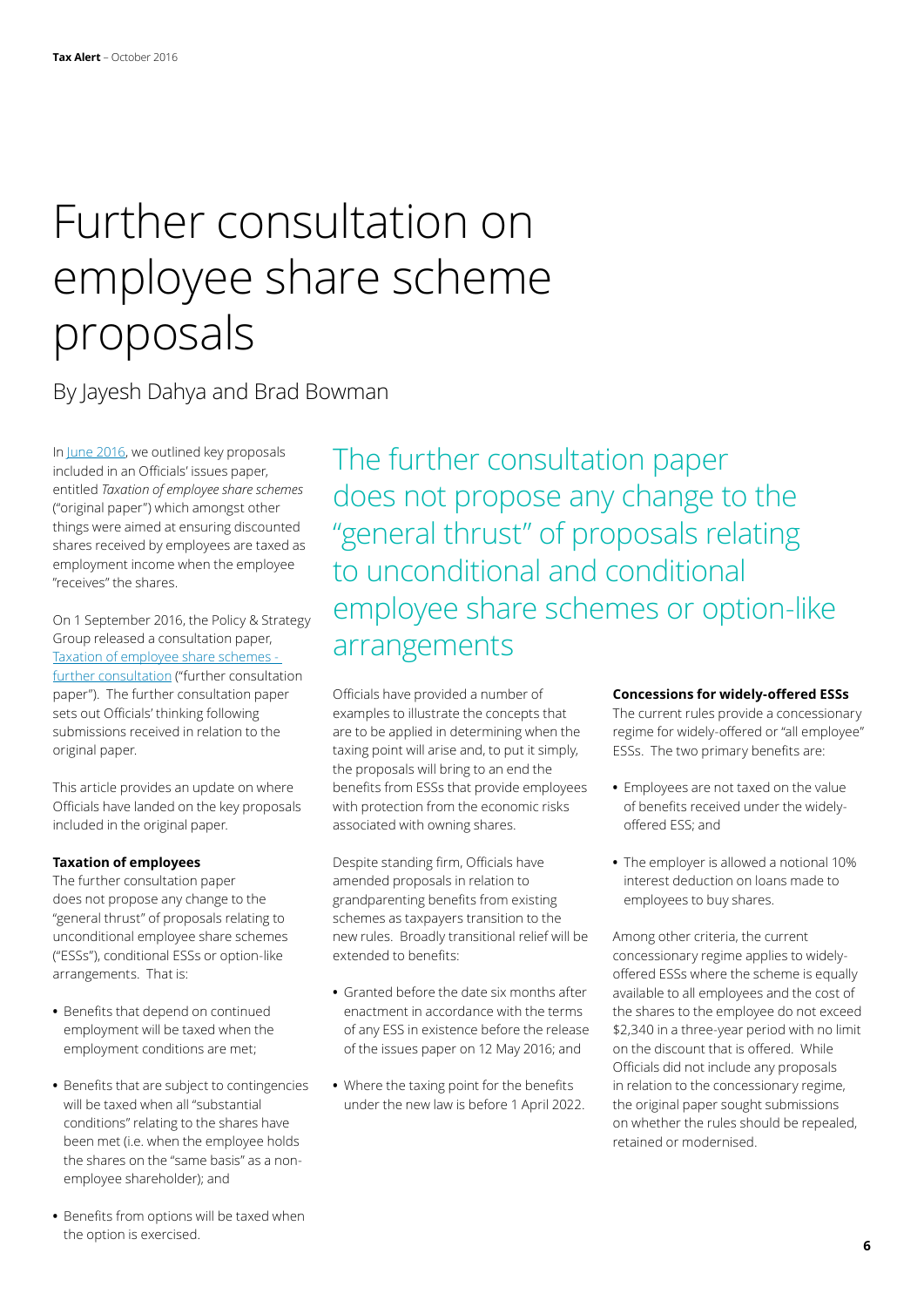# Further consultation on employee share scheme proposals

By Jayesh Dahya and Brad Bowman

In June 2016, we outlined key proposals included in an Officials' issues paper, entitled *Taxation of employee share schemes* ("original paper") which amongst other things were aimed at ensuring discounted shares received by employees are taxed as employment income when the employee "receives" the shares.

On 1 September 2016, the Policy & Strategy Group released a consultation paper, Taxation of employee share schemes - further consultation ("further consultation paper"). The further consultation paper sets out Officials' thinking following submissions received in relation to the original paper.

This article provides an update on where Officials have landed on the key proposals included in the original paper.

**Taxation of employees**

The further consultation paper does not propose any change to the "general thrust" of proposals relating to unconditional employee share schemes ("ESSs"), conditional ESSs or option-like arrangements. That is:

- Benefits that depend on continued employment will be taxed when the employment conditions are met;
- Benefits that are subject to contingencies will be taxed when all "substantial conditions" relating to the shares have been met (i.e. when the employee holds the shares on the "same basis" as a non-employee shareholder); and
- Benefits from options will be taxed when the option is exercised.

The further consultation paper does not propose any change to the "general thrust" of proposals relating to unconditional and conditional employee share schemes or option-like arrangements

Officials have provided a number of examples to illustrate the concepts that are to be applied in determining when the taxing point will arise and, to put it simply, the proposals will bring to an end the benefits from ESSs that provide employees with protection from the economic risks associated with owning shares.

Despite standing firm, Officials have amended proposals in relation to grandparenting benefits from existing schemes as taxpayers transition to the new rules. Broadly transitional relief will be extended to benefits:

- Granted before the date six months after enactment in accordance with the terms of any ESS in existence before the release of the issues paper on 12 May 2016; and
- Where the taxing point for the benefits under the new law is before 1 April 2022.

**Concessions for widely-offered ESSs**

The current rules provide a concessionary regime for widely-offered or "all employee" ESSs. The two primary benefits are:

- Employees are not taxed on the value of benefits received under the widely-offered ESS; and
- The employer is allowed a notional 10% interest deduction on loans made to employees to buy shares.

Among other criteria, the current concessionary regime applies to widely-offered ESSs where the scheme is equally available to all employees and the cost of the shares to the employee do not exceed $2,340 in a three-year period with no limit on the discount that is offered. While Officials did not include any proposals in relation to the concessionary regime, the original paper sought submissions on whether the rules should be repealed, retained or modernised.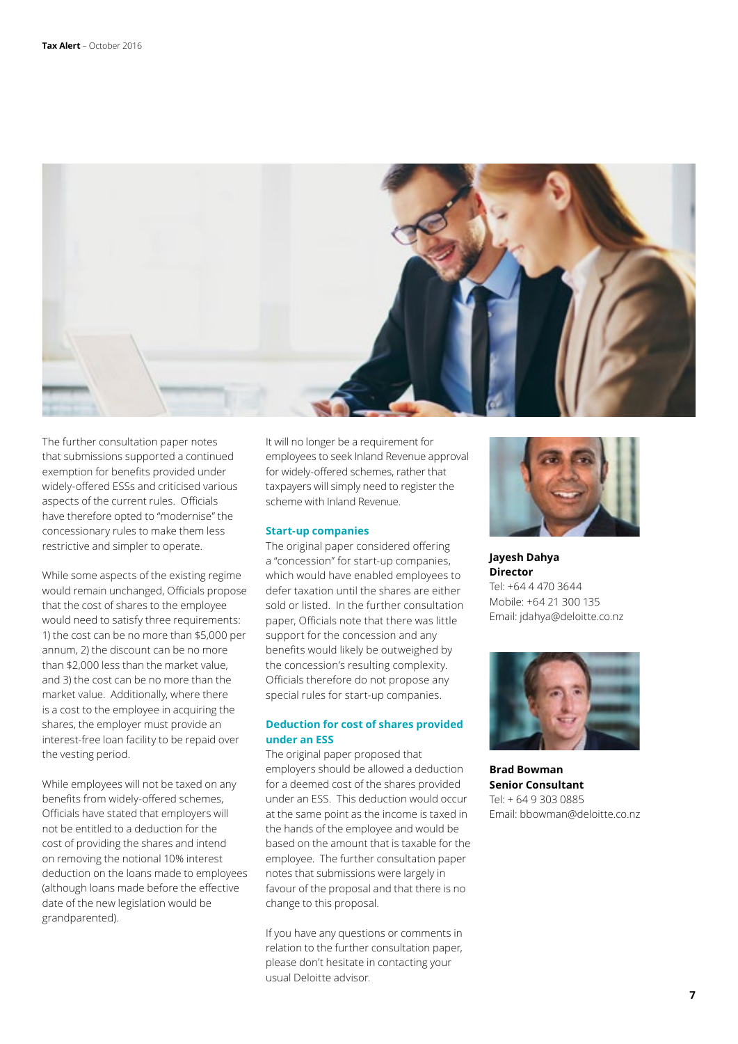The further consultation paper notes that submissions supported a continued exemption for benefits provided under widely-offered ESSs and criticised various aspects of the current rules. Officials have therefore opted to "modernise" the concessionary rules to make them less restrictive and simpler to operate.

While some aspects of the existing regime would remain unchanged, Officials propose that the cost of shares to the employee would need to satisfy three requirements: 1) the cost can be no more than $5,000 per annum, 2) the discount can be no more than $2,000 less than the market value, and 3) the cost can be no more than the market value. Additionally, where there is a cost to the employee in acquiring the shares, the employer must provide an interest-free loan facility to be repaid over the vesting period.

While employees will not be taxed on any benefits from widely-offered schemes, Officials have stated that employers will not be entitled to a deduction for the cost of providing the shares and intend on removing the notional 10% interest deduction on the loans made to employees (although loans made before the effective date of the new legislation would be grandparented).

It will no longer be a requirement for employees to seek Inland Revenue approval for widely-offered schemes, rather that taxpayers will simply need to register the scheme with Inland Revenue.

### Start-up companies

The original paper considered offering a "concession" for start-up companies, which would have enabled employees to defer taxation until the shares are either sold or listed. In the further consultation paper, Officials note that there was little support for the concession and any benefits would likely be outweighed by the concession's resulting complexity. Officials therefore do not propose any special rules for start-up companies.

### Deduction for cost of shares provided under an ESS

The original paper proposed that employers should be allowed a deduction for a deemed cost of the shares provided under an ESS. This deduction would occur at the same point as the income is taxed in the hands of the employee and would be based on the amount that is taxable for the employee. The further consultation paper notes that submissions were largely in favour of the proposal and that there is no change to this proposal.

If you have any questions or comments in relation to the further consultation paper, please don't hesitate in contacting your usual Deloitte advisor.

**Jayesh Dahya**
**Director**
Tel: +64 4 470 3644
Mobile: +64 21 300 135
Email: jdahya@deloitte.co.nz

**Brad Bowman**
**Senior Consultant**
Tel: + 64 9 303 0885
Email: bbowman@deloitte.co.nz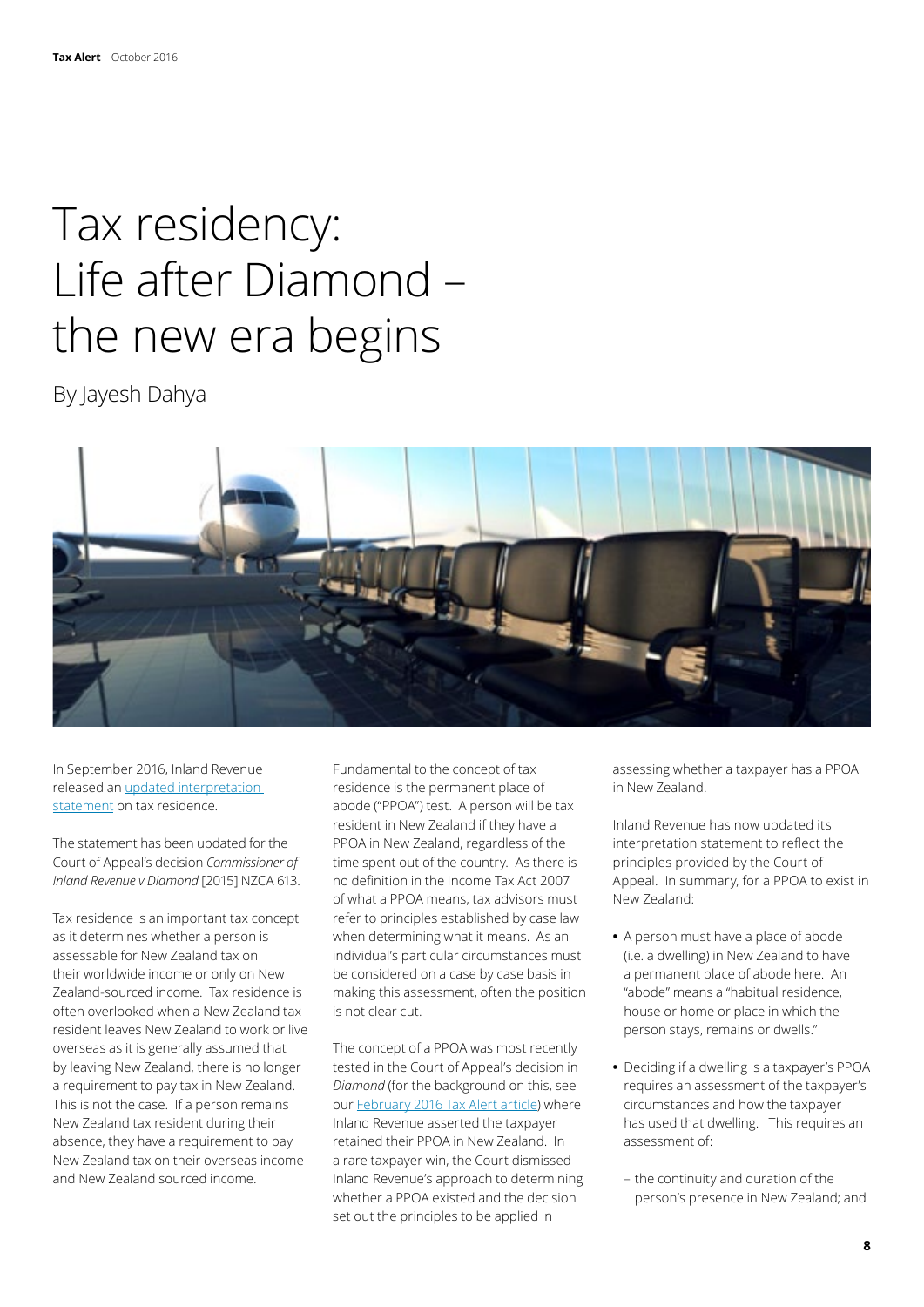# Tax residency: Life after Diamond – the new era begins

By Jayesh Dahya

In September 2016, Inland Revenue released an updated interpretation statement on tax residence.

The statement has been updated for the Court of Appeal's decision *Commissioner of Inland Revenue v Diamond* [2015] NZCA 613.

Tax residence is an important tax concept as it determines whether a person is assessable for New Zealand tax on their worldwide income or only on New Zealand-sourced income. Tax residence is often overlooked when a New Zealand tax resident leaves New Zealand to work or live overseas as it is generally assumed that by leaving New Zealand, there is no longer a requirement to pay tax in New Zealand. This is not the case. If a person remains New Zealand tax resident during their absence, they have a requirement to pay New Zealand tax on their overseas income and New Zealand sourced income.

Fundamental to the concept of tax residence is the permanent place of abode ("PPOA") test. A person will be tax resident in New Zealand if they have a PPOA in New Zealand, regardless of the time spent out of the country. As there is no definition in the Income Tax Act 2007 of what a PPOA means, tax advisors must refer to principles established by case law when determining what it means. As an individual's particular circumstances must be considered on a case by case basis in making this assessment, often the position is not clear cut.

The concept of a PPOA was most recently tested in the Court of Appeal's decision in *Diamond* (for the background on this, see our February 2016 Tax Alert article) where Inland Revenue asserted the taxpayer retained their PPOA in New Zealand. In a rare taxpayer win, the Court dismissed Inland Revenue's approach to determining whether a PPOA existed and the decision set out the principles to be applied in assessing whether a taxpayer has a PPOA in New Zealand.

Inland Revenue has now updated its interpretation statement to reflect the principles provided by the Court of Appeal. In summary, for a PPOA to exist in New Zealand:

- A person must have a place of abode (i.e. a dwelling) in New Zealand to have a permanent place of abode here. An "abode" means a "habitual residence, house or home or place in which the person stays, remains or dwells."
- Deciding if a dwelling is a taxpayer's PPOA requires an assessment of the taxpayer's circumstances and how the taxpayer has used that dwelling. This requires an assessment of:
  - the continuity and duration of the person's presence in New Zealand; and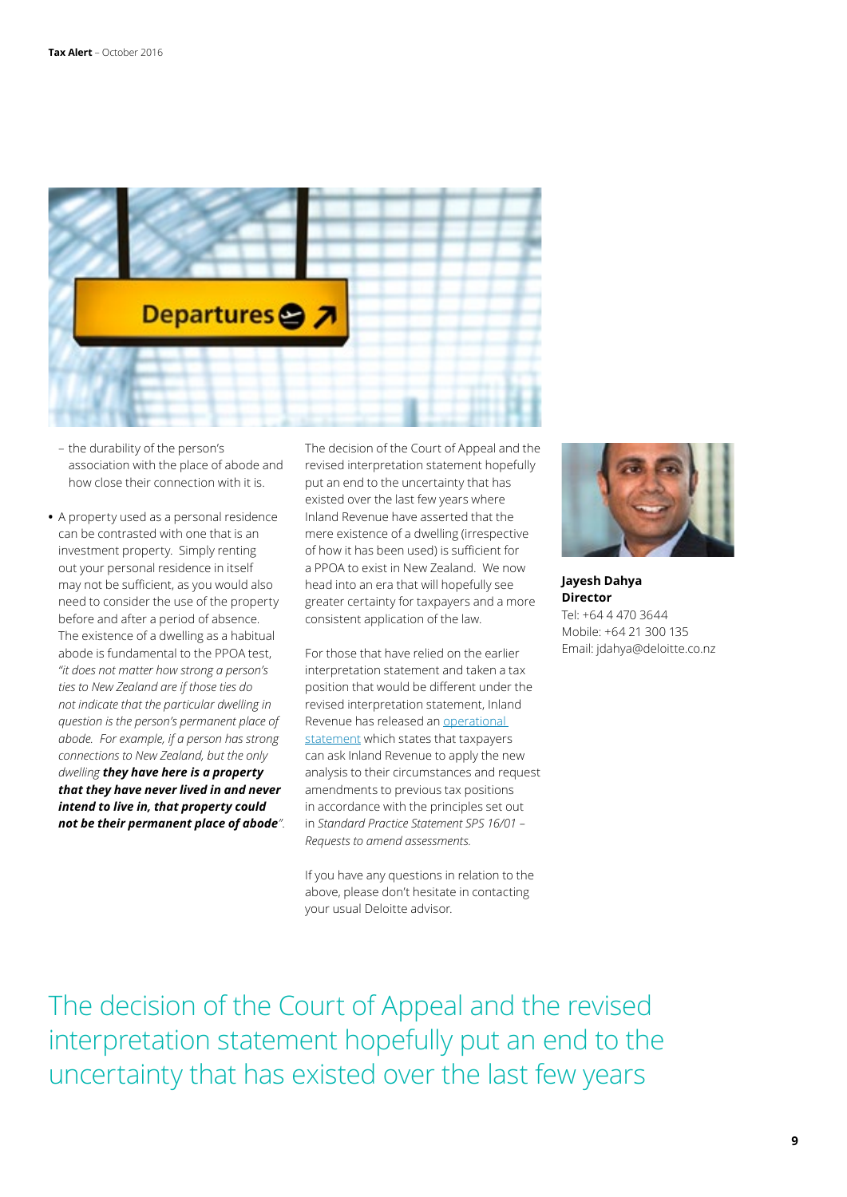– the durability of the person's association with the place of abode and how close their connection with it is.

- A property used as a personal residence can be contrasted with one that is an investment property. Simply renting out your personal residence in itself may not be sufficient, as you would also need to consider the use of the property before and after a period of absence. The existence of a dwelling as a habitual abode is fundamental to the PPOA test, *"it does not matter how strong a person's ties to New Zealand are if those ties do not indicate that the particular dwelling in question is the person's permanent place of abode. For example, if a person has strong connections to New Zealand, but the only dwelling* ***they have here is a property that they have never lived in and never intend to live in, that property could not be their permanent place of abode****"*.

The decision of the Court of Appeal and the revised interpretation statement hopefully put an end to the uncertainty that has existed over the last few years where Inland Revenue have asserted that the mere existence of a dwelling (irrespective of how it has been used) is sufficient for a PPOA to exist in New Zealand. We now head into an era that will hopefully see greater certainty for taxpayers and a more consistent application of the law.

For those that have relied on the earlier interpretation statement and taken a tax position that would be different under the revised interpretation statement, Inland Revenue has released an operational statement which states that taxpayers can ask Inland Revenue to apply the new analysis to their circumstances and request amendments to previous tax positions in accordance with the principles set out in *Standard Practice Statement SPS 16/01 – Requests to amend assessments.*

If you have any questions in relation to the above, please don't hesitate in contacting your usual Deloitte advisor.

**Jayesh Dahya**
**Director**
Tel: +64 4 470 3644
Mobile: +64 21 300 135
Email: jdahya@deloitte.co.nz

The decision of the Court of Appeal and the revised interpretation statement hopefully put an end to the uncertainty that has existed over the last few years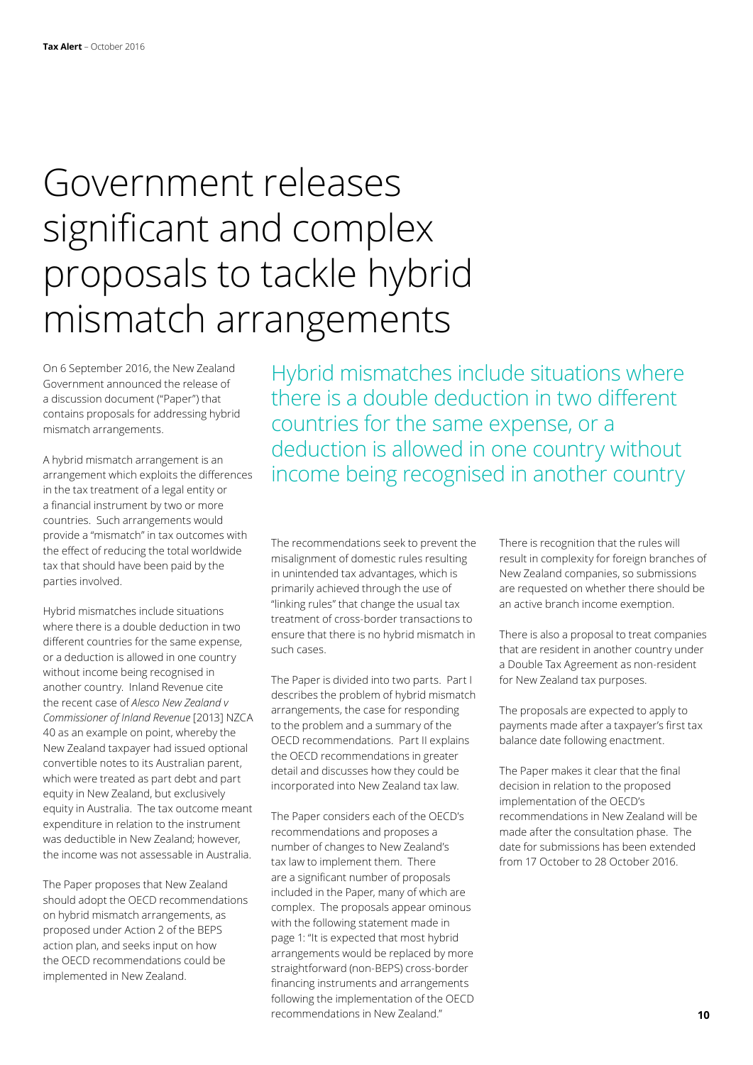# Government releases significant and complex proposals to tackle hybrid mismatch arrangements

On 6 September 2016, the New Zealand Government announced the release of a discussion document ("Paper") that contains proposals for addressing hybrid mismatch arrangements.

A hybrid mismatch arrangement is an arrangement which exploits the differences in the tax treatment of a legal entity or a financial instrument by two or more countries. Such arrangements would provide a "mismatch" in tax outcomes with the effect of reducing the total worldwide tax that should have been paid by the parties involved.

Hybrid mismatches include situations where there is a double deduction in two different countries for the same expense, or a deduction is allowed in one country without income being recognised in another country. Inland Revenue cite the recent case of *Alesco New Zealand v Commissioner of Inland Revenue* [2013] NZCA 40 as an example on point, whereby the New Zealand taxpayer had issued optional convertible notes to its Australian parent, which were treated as part debt and part equity in New Zealand, but exclusively equity in Australia. The tax outcome meant expenditure in relation to the instrument was deductible in New Zealand; however, the income was not assessable in Australia.

The Paper proposes that New Zealand should adopt the OECD recommendations on hybrid mismatch arrangements, as proposed under Action 2 of the BEPS action plan, and seeks input on how the OECD recommendations could be implemented in New Zealand.

> Hybrid mismatches include situations where there is a double deduction in two different countries for the same expense, or a deduction is allowed in one country without income being recognised in another country

The recommendations seek to prevent the misalignment of domestic rules resulting in unintended tax advantages, which is primarily achieved through the use of "linking rules" that change the usual tax treatment of cross-border transactions to ensure that there is no hybrid mismatch in such cases.

The Paper is divided into two parts. Part I describes the problem of hybrid mismatch arrangements, the case for responding to the problem and a summary of the OECD recommendations. Part II explains the OECD recommendations in greater detail and discusses how they could be incorporated into New Zealand tax law.

The Paper considers each of the OECD's recommendations and proposes a number of changes to New Zealand's tax law to implement them. There are a significant number of proposals included in the Paper, many of which are complex. The proposals appear ominous with the following statement made in page 1: "It is expected that most hybrid arrangements would be replaced by more straightforward (non-BEPS) cross-border financing instruments and arrangements following the implementation of the OECD recommendations in New Zealand."

There is recognition that the rules will result in complexity for foreign branches of New Zealand companies, so submissions are requested on whether there should be an active branch income exemption.

There is also a proposal to treat companies that are resident in another country under a Double Tax Agreement as non-resident for New Zealand tax purposes.

The proposals are expected to apply to payments made after a taxpayer's first tax balance date following enactment.

The Paper makes it clear that the final decision in relation to the proposed implementation of the OECD's recommendations in New Zealand will be made after the consultation phase. The date for submissions has been extended from 17 October to 28 October 2016.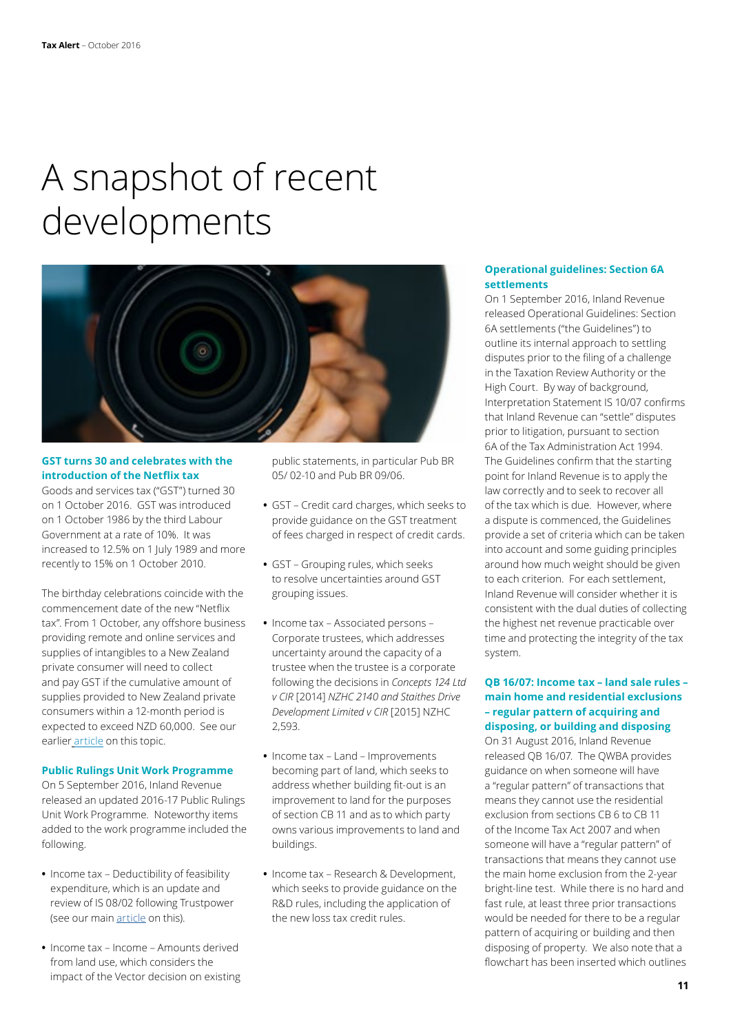# A snapshot of recent developments

### GST turns 30 and celebrates with the introduction of the Netflix tax

Goods and services tax ("GST") turned 30 on 1 October 2016. GST was introduced on 1 October 1986 by the third Labour Government at a rate of 10%. It was increased to 12.5% on 1 July 1989 and more recently to 15% on 1 October 2010.

The birthday celebrations coincide with the commencement date of the new "Netflix tax". From 1 October, any offshore business providing remote and online services and supplies of intangibles to a New Zealand private consumer will need to collect and pay GST if the cumulative amount of supplies provided to New Zealand private consumers within a 12-month period is expected to exceed NZD 60,000. See our earlier article on this topic.

### Public Rulings Unit Work Programme

On 5 September 2016, Inland Revenue released an updated 2016-17 Public Rulings Unit Work Programme. Noteworthy items added to the work programme included the following.

- Income tax – Deductibility of feasibility expenditure, which is an update and review of IS 08/02 following Trustpower (see our main article on this).
- Income tax – Income – Amounts derived from land use, which considers the impact of the Vector decision on existing public statements, in particular Pub BR 05/ 02-10 and Pub BR 09/06.
- GST – Credit card charges, which seeks to provide guidance on the GST treatment of fees charged in respect of credit cards.
- GST – Grouping rules, which seeks to resolve uncertainties around GST grouping issues.
- Income tax – Associated persons – Corporate trustees, which addresses uncertainty around the capacity of a trustee when the trustee is a corporate following the decisions in *Concepts 124 Ltd v CIR* [2014] *NZHC 2140 and Staithes Drive Development Limited v CIR* [2015] NZHC 2,593.
- Income tax – Land – Improvements becoming part of land, which seeks to address whether building fit-out is an improvement to land for the purposes of section CB 11 and as to which party owns various improvements to land and buildings.
- Income tax – Research & Development, which seeks to provide guidance on the R&D rules, including the application of the new loss tax credit rules.

### Operational guidelines: Section 6A settlements

On 1 September 2016, Inland Revenue released Operational Guidelines: Section 6A settlements ("the Guidelines") to outline its internal approach to settling disputes prior to the filing of a challenge in the Taxation Review Authority or the High Court. By way of background, Interpretation Statement IS 10/07 confirms that Inland Revenue can "settle" disputes prior to litigation, pursuant to section 6A of the Tax Administration Act 1994. The Guidelines confirm that the starting point for Inland Revenue is to apply the law correctly and to seek to recover all of the tax which is due. However, where a dispute is commenced, the Guidelines provide a set of criteria which can be taken into account and some guiding principles around how much weight should be given to each criterion. For each settlement, Inland Revenue will consider whether it is consistent with the dual duties of collecting the highest net revenue practicable over time and protecting the integrity of the tax system.

### QB 16/07: Income tax – land sale rules – main home and residential exclusions – regular pattern of acquiring and disposing, or building and disposing

On 31 August 2016, Inland Revenue released QB 16/07. The QWBA provides guidance on when someone will have a "regular pattern" of transactions that means they cannot use the residential exclusion from sections CB 6 to CB 11 of the Income Tax Act 2007 and when someone will have a "regular pattern" of transactions that means they cannot use the main home exclusion from the 2-year bright-line test. While there is no hard and fast rule, at least three prior transactions would be needed for there to be a regular pattern of acquiring or building and then disposing of property. We also note that a flowchart has been inserted which outlines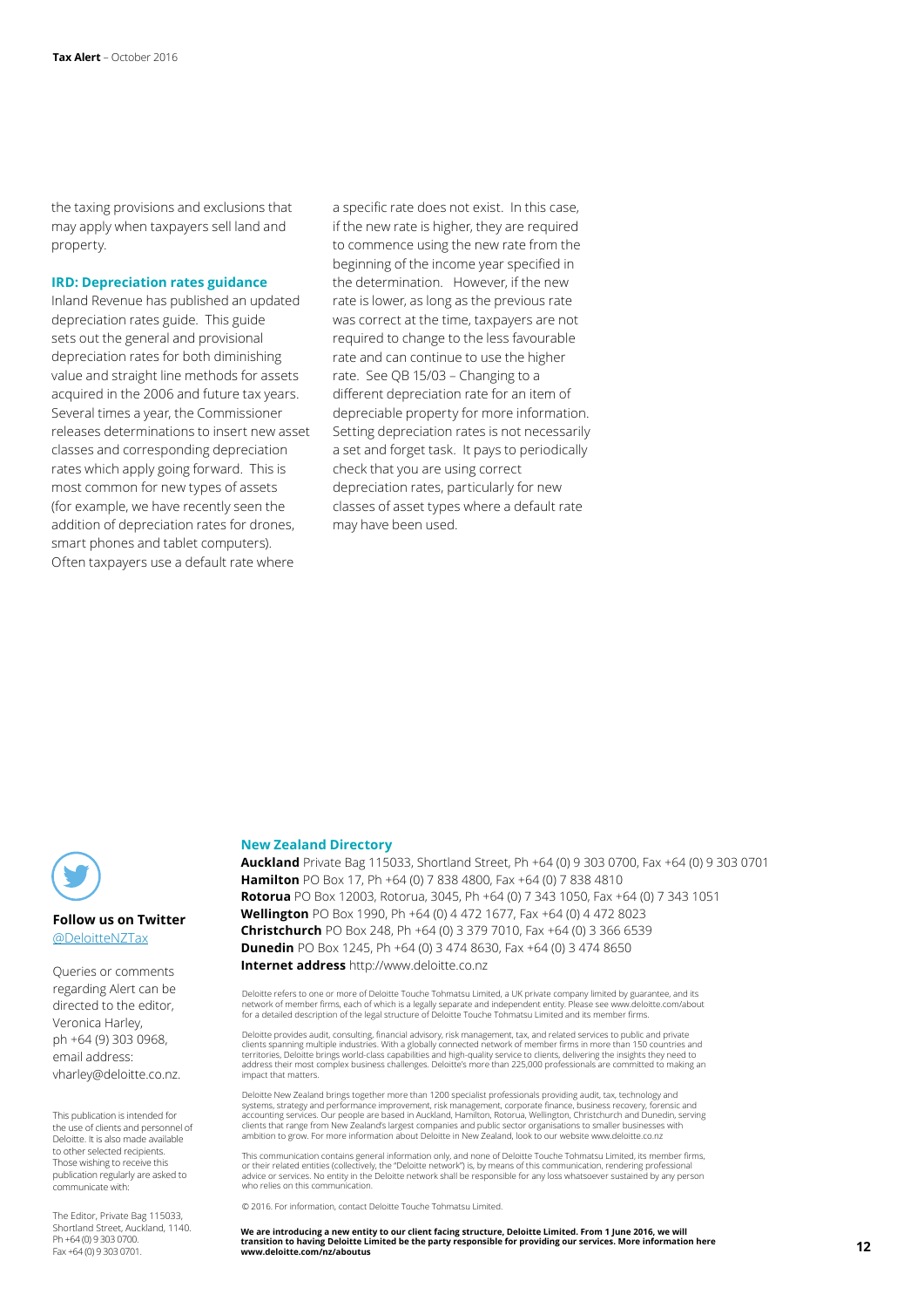the taxing provisions and exclusions that may apply when taxpayers sell land and property.

### IRD: Depreciation rates guidance

Inland Revenue has published an updated depreciation rates guide. This guide sets out the general and provisional depreciation rates for both diminishing value and straight line methods for assets acquired in the 2006 and future tax years. Several times a year, the Commissioner releases determinations to insert new asset classes and corresponding depreciation rates which apply going forward. This is most common for new types of assets (for example, we have recently seen the addition of depreciation rates for drones, smart phones and tablet computers). Often taxpayers use a default rate where a specific rate does not exist. In this case, if the new rate is higher, they are required to commence using the new rate from the beginning of the income year specified in the determination. However, if the new rate is lower, as long as the previous rate was correct at the time, taxpayers are not required to change to the less favourable rate and can continue to use the higher rate. See QB 15/03 – Changing to a different depreciation rate for an item of depreciable property for more information. Setting depreciation rates is not necessarily a set and forget task. It pays to periodically check that you are using correct depreciation rates, particularly for new classes of asset types where a default rate may have been used.

**Follow us on Twitter**
@DeloitteNZTax

Queries or comments regarding Alert can be directed to the editor, Veronica Harley, ph +64 (9) 303 0968, email address: vharley@deloitte.co.nz.

This publication is intended for the use of clients and personnel of Deloitte. It is also made available to other selected recipients. Those wishing to receive this publication regularly are asked to communicate with:

The Editor, Private Bag 115033, Shortland Street, Auckland, 1140. Ph +64 (0) 9 303 0700. Fax +64 (0) 9 303 0701.

### New Zealand Directory

**Auckland** Private Bag 115033, Shortland Street, Ph +64 (0) 9 303 0700, Fax +64 (0) 9 303 0701
**Hamilton** PO Box 17, Ph +64 (0) 7 838 4800, Fax +64 (0) 7 838 4810
**Rotorua** PO Box 12003, Rotorua, 3045, Ph +64 (0) 7 343 1050, Fax +64 (0) 7 343 1051
**Wellington** PO Box 1990, Ph +64 (0) 4 472 1677, Fax +64 (0) 4 472 8023
**Christchurch** PO Box 248, Ph +64 (0) 3 379 7010, Fax +64 (0) 3 366 6539
**Dunedin** PO Box 1245, Ph +64 (0) 3 474 8630, Fax +64 (0) 3 474 8650
**Internet address** http://www.deloitte.co.nz

Deloitte refers to one or more of Deloitte Touche Tohmatsu Limited, a UK private company limited by guarantee, and its network of member firms, each of which is a legally separate and independent entity. Please see www.deloitte.com/about for a detailed description of the legal structure of Deloitte Touche Tohmatsu Limited and its member firms.

Deloitte provides audit, consulting, financial advisory, risk management, tax, and related services to public and private clients spanning multiple industries. With a globally connected network of member firms in more than 150 countries and territories, Deloitte brings world-class capabilities and high-quality service to clients, delivering the insights they need to address their most complex business challenges. Deloitte's more than 225,000 professionals are committed to making an impact that matters.

Deloitte New Zealand brings together more than 1200 specialist professionals providing audit, tax, technology and systems, strategy and performance improvement, risk management, corporate finance, business recovery, forensic and accounting services. Our people are based in Auckland, Hamilton, Rotorua, Wellington, Christchurch and Dunedin, serving clients that range from New Zealand's largest companies and public sector organisations to smaller businesses with ambition to grow. For more information about Deloitte in New Zealand, look to our website www.deloitte.co.nz

This communication contains general information only, and none of Deloitte Touche Tohmatsu Limited, its member firms, or their related entities (collectively, the "Deloitte network") is, by means of this communication, rendering professional advice or services. No entity in the Deloitte network shall be responsible for any loss whatsoever sustained by any person who relies on this communication.

© 2016. For information, contact Deloitte Touche Tohmatsu Limited.

**We are introducing a new entity to our client facing structure, Deloitte Limited. From 1 June 2016, we will transition to having Deloitte Limited be the party responsible for providing our services. More information here www.deloitte.com/nz/aboutus**